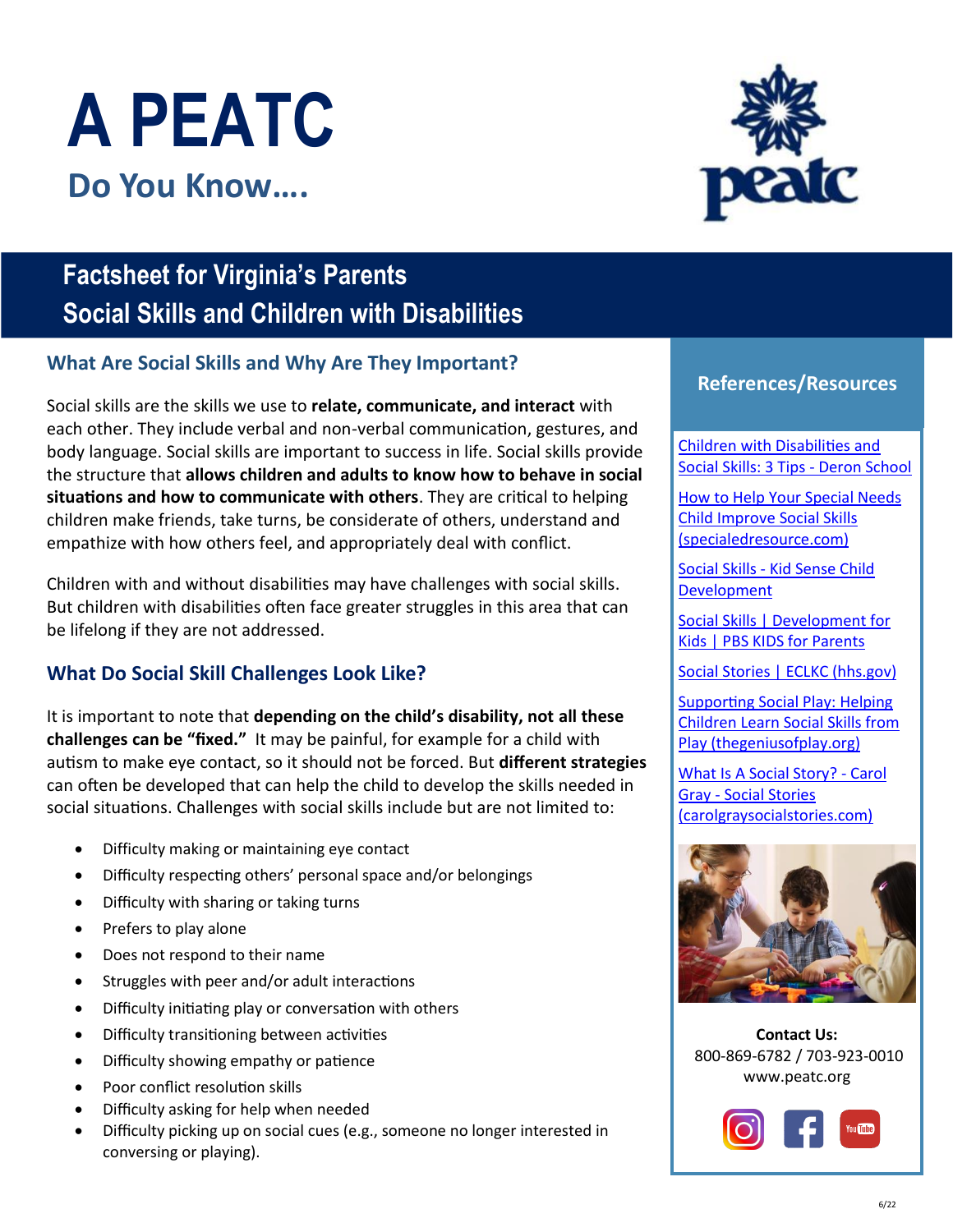# A PEATC

## Do You Know….

## Factsheet for Virginia's Parents
## Social Skills and Children with Disabilities

### What Are Social Skills and Why Are They Important?

Social skills are the skills we use to **relate, communicate, and interact** with each other. They include verbal and non-verbal communication, gestures, and body language. Social skills are important to success in life. Social skills provide the structure that **allows children and adults to know how to behave in social situations and how to communicate with others**. They are critical to helping children make friends, take turns, be considerate of others, understand and empathize with how others feel, and appropriately deal with conflict.

Children with and without disabilities may have challenges with social skills. But children with disabilities often face greater struggles in this area that can be lifelong if they are not addressed.

### What Do Social Skill Challenges Look Like?

It is important to note that **depending on the child's disability, not all these challenges can be "fixed."** It may be painful, for example for a child with autism to make eye contact, so it should not be forced. But **different strategies** can often be developed that can help the child to develop the skills needed in social situations. Challenges with social skills include but are not limited to:

- Difficulty making or maintaining eye contact
- Difficulty respecting others' personal space and/or belongings
- Difficulty with sharing or taking turns
- Prefers to play alone
- Does not respond to their name
- Struggles with peer and/or adult interactions
- Difficulty initiating play or conversation with others
- Difficulty transitioning between activities
- Difficulty showing empathy or patience
- Poor conflict resolution skills
- Difficulty asking for help when needed
- Difficulty picking up on social cues (e.g., someone no longer interested in conversing or playing).

### References/Resources

- Children with Disabilities and Social Skills: 3 Tips - Deron School
- How to Help Your Special Needs Child Improve Social Skills (specialedresource.com)
- Social Skills - Kid Sense Child Development
- Social Skills | Development for Kids | PBS KIDS for Parents
- Social Stories | ECLKC (hhs.gov)
- Supporting Social Play: Helping Children Learn Social Skills from Play (thegeniusofplay.org)
- What Is A Social Story? - Carol Gray - Social Stories (carolgraysocialstories.com)

**Contact Us:**
800-869-6782 / 703-923-0010
www.peatc.org

6/22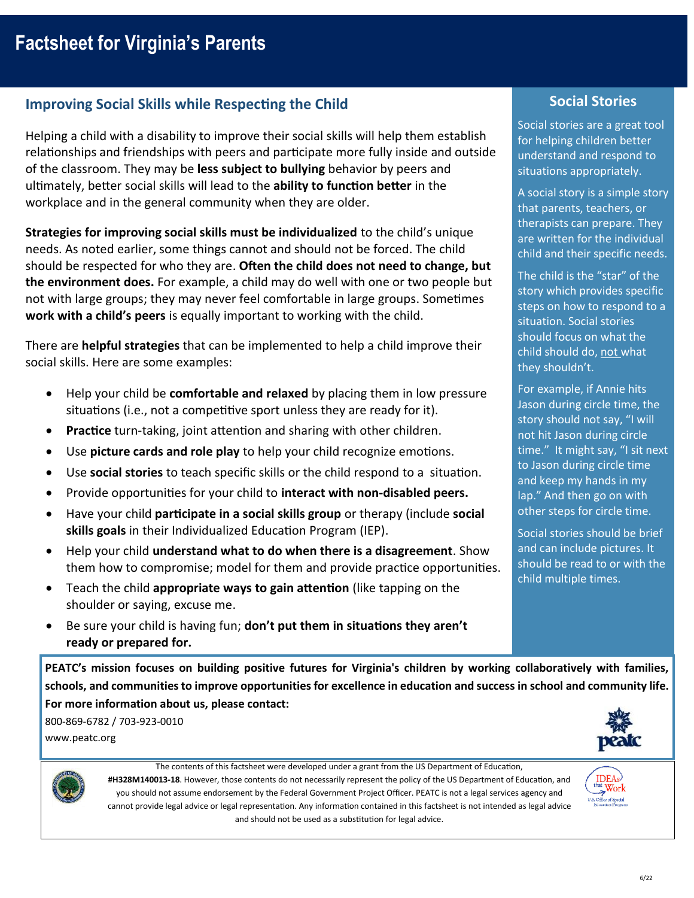# Factsheet for Virginia's Parents

## Improving Social Skills while Respecting the Child

Helping a child with a disability to improve their social skills will help them establish relationships and friendships with peers and participate more fully inside and outside of the classroom. They may be **less subject to bullying** behavior by peers and ultimately, better social skills will lead to the **ability to function better** in the workplace and in the general community when they are older.

**Strategies for improving social skills must be individualized** to the child's unique needs. As noted earlier, some things cannot and should not be forced. The child should be respected for who they are. **Often the child does not need to change, but the environment does.** For example, a child may do well with one or two people but not with large groups; they may never feel comfortable in large groups. Sometimes **work with a child's peers** is equally important to working with the child.

There are **helpful strategies** that can be implemented to help a child improve their social skills. Here are some examples:

- Help your child be **comfortable and relaxed** by placing them in low pressure situations (i.e., not a competitive sport unless they are ready for it).
- **Practice** turn-taking, joint attention and sharing with other children.
- Use **picture cards and role play** to help your child recognize emotions.
- Use **social stories** to teach specific skills or the child respond to a situation.
- Provide opportunities for your child to **interact with non-disabled peers.**
- Have your child **participate in a social skills group** or therapy (include **social skills goals** in their Individualized Education Program (IEP).
- Help your child **understand what to do when there is a disagreement**. Show them how to compromise; model for them and provide practice opportunities.
- Teach the child **appropriate ways to gain attention** (like tapping on the shoulder or saying, excuse me.
- Be sure your child is having fun; **don't put them in situations they aren't ready or prepared for.**

## Social Stories

Social stories are a great tool for helping children better understand and respond to situations appropriately.

A social story is a simple story that parents, teachers, or therapists can prepare. They are written for the individual child and their specific needs.

The child is the "star" of the story which provides specific steps on how to respond to a situation. Social stories should focus on what the child should do, not what they shouldn't.

For example, if Annie hits Jason during circle time, the story should not say, "I will not hit Jason during circle time." It might say, "I sit next to Jason during circle time and keep my hands in my lap." And then go on with other steps for circle time.

Social stories should be brief and can include pictures. It should be read to or with the child multiple times.

**PEATC's mission focuses on building positive futures for Virginia's children by working collaboratively with families, schools, and communities to improve opportunities for excellence in education and success in school and community life.**

**For more information about us, please contact:**

800-869-6782 / 703-923-0010

www.peatc.org

The contents of this factsheet were developed under a grant from the US Department of Education, **#H328M140013-18**. However, those contents do not necessarily represent the policy of the US Department of Education, and you should not assume endorsement by the Federal Government Project Officer. PEATC is not a legal services agency and cannot provide legal advice or legal representation. Any information contained in this factsheet is not intended as legal advice and should not be used as a substitution for legal advice.

6/22